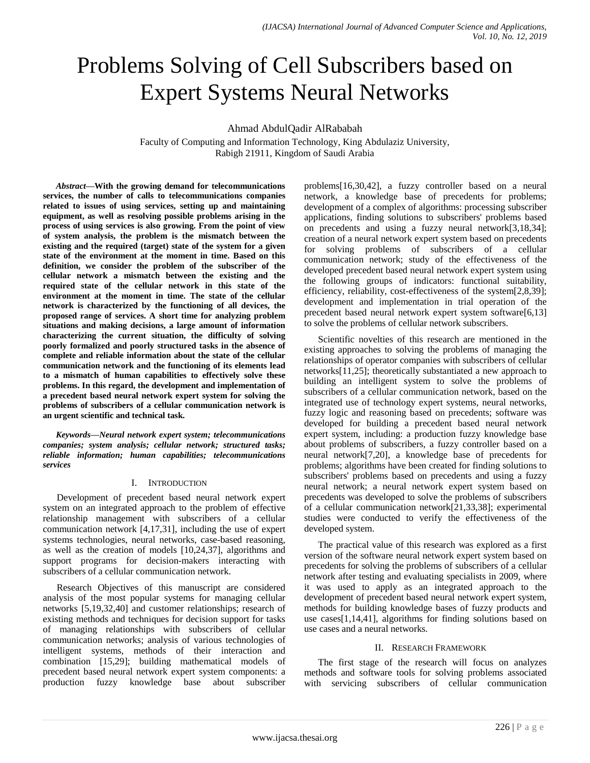# Problems Solving of Cell Subscribers based on Expert Systems Neural Networks

Ahmad AbdulQadir AlRababah

Faculty of Computing and Information Technology, King Abdulaziz University,
Rabigh 21911, Kingdom of Saudi Arabia

***Abstract*—With the growing demand for telecommunications services, the number of calls to telecommunications companies related to issues of using services, setting up and maintaining equipment, as well as resolving possible problems arising in the process of using services is also growing. From the point of view of system analysis, the problem is the mismatch between the existing and the required (target) state of the system for a given state of the environment at the moment in time. Based on this definition, we consider the problem of the subscriber of the cellular network a mismatch between the existing and the required state of the cellular network in this state of the environment at the moment in time. The state of the cellular network is characterized by the functioning of all devices, the proposed range of services. A short time for analyzing problem situations and making decisions, a large amount of information characterizing the current situation, the difficulty of solving poorly formalized and poorly structured tasks in the absence of complete and reliable information about the state of the cellular communication network and the functioning of its elements lead to a mismatch of human capabilities to effectively solve these problems. In this regard, the development and implementation of a precedent based neural network expert system for solving the problems of subscribers of a cellular communication network is an urgent scientific and technical task.**

***Keywords*—*Neural network expert system; telecommunications companies; system analysis; cellular network; structured tasks; reliable information; human capabilities; telecommunications services***

## I. Introduction

Development of precedent based neural network expert system on an integrated approach to the problem of effective relationship management with subscribers of a cellular communication network [4,17,31], including the use of expert systems technologies, neural networks, case-based reasoning, as well as the creation of models [10,24,37], algorithms and support programs for decision-makers interacting with subscribers of a cellular communication network.

Research Objectives of this manuscript are considered analysis of the most popular systems for managing cellular networks [5,19,32,40] and customer relationships; research of existing methods and techniques for decision support for tasks of managing relationships with subscribers of cellular communication networks; analysis of various technologies of intelligent systems, methods of their interaction and combination [15,29]; building mathematical models of precedent based neural network expert system components: a production fuzzy knowledge base about subscriber problems[16,30,42], a fuzzy controller based on a neural network, a knowledge base of precedents for problems; development of a complex of algorithms: processing subscriber applications, finding solutions to subscribers' problems based on precedents and using a fuzzy neural network[3,18,34]; creation of a neural network expert system based on precedents for solving problems of subscribers of a cellular communication network; study of the effectiveness of the developed precedent based neural network expert system using the following groups of indicators: functional suitability, efficiency, reliability, cost-effectiveness of the system[2,8,39]; development and implementation in trial operation of the precedent based neural network expert system software[6,13] to solve the problems of cellular network subscribers.

Scientific novelties of this research are mentioned in the existing approaches to solving the problems of managing the relationships of operator companies with subscribers of cellular networks[11,25]; theoretically substantiated a new approach to building an intelligent system to solve the problems of subscribers of a cellular communication network, based on the integrated use of technology expert systems, neural networks, fuzzy logic and reasoning based on precedents; software was developed for building a precedent based neural network expert system, including: a production fuzzy knowledge base about problems of subscribers, a fuzzy controller based on a neural network[7,20], a knowledge base of precedents for problems; algorithms have been created for finding solutions to subscribers' problems based on precedents and using a fuzzy neural network; a neural network expert system based on precedents was developed to solve the problems of subscribers of a cellular communication network[21,33,38]; experimental studies were conducted to verify the effectiveness of the developed system.

The practical value of this research was explored as a first version of the software neural network expert system based on precedents for solving the problems of subscribers of a cellular network after testing and evaluating specialists in 2009, where it was used to apply as an integrated approach to the development of precedent based neural network expert system, methods for building knowledge bases of fuzzy products and use cases[1,14,41], algorithms for finding solutions based on use cases and a neural networks.

## II. Research Framework

The first stage of the research will focus on analyzes methods and software tools for solving problems associated with servicing subscribers of cellular communication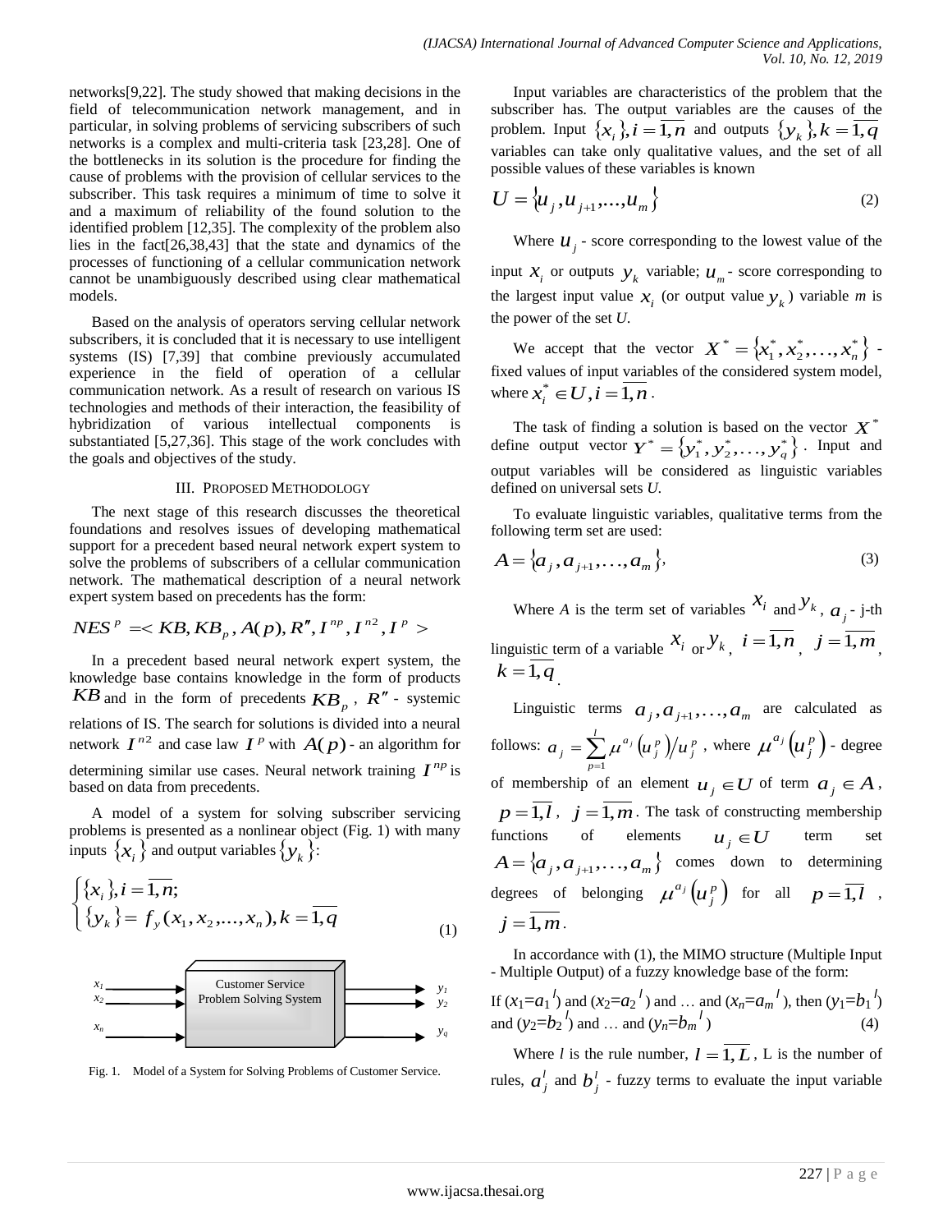networks[9,22]. The study showed that making decisions in the field of telecommunication network management, and in particular, in solving problems of servicing subscribers of such networks is a complex and multi-criteria task [23,28]. One of the bottlenecks in its solution is the procedure for finding the cause of problems with the provision of cellular services to the subscriber. This task requires a minimum of time to solve it and a maximum of reliability of the found solution to the identified problem [12,35]. The complexity of the problem also lies in the fact[26,38,43] that the state and dynamics of the processes of functioning of a cellular communication network cannot be unambiguously described using clear mathematical models.

Based on the analysis of operators serving cellular network subscribers, it is concluded that it is necessary to use intelligent systems (IS) [7,39] that combine previously accumulated experience in the field of operation of a cellular communication network. As a result of research on various IS technologies and methods of their interaction, the feasibility of hybridization of various intellectual components is substantiated [5,27,36]. This stage of the work concludes with the goals and objectives of the study.

## III. Proposed Methodology

The next stage of this research discusses the theoretical foundations and resolves issues of developing mathematical support for a precedent based neural network expert system to solve the problems of subscribers of a cellular communication network. The mathematical description of a neural network expert system based on precedents has the form:

$$NES^{p} =< KB, KB_{p}, A(p), R'', I^{np}, I^{n2}, I^{p} >$$

In a precedent based neural network expert system, the knowledge base contains knowledge in the form of products $KB$ and in the form of precedents $KB_p$, $R''$ - systemic relations of IS. The search for solutions is divided into a neural network $I^{n2}$ and case law $I^{p}$ with $A(p)$ - an algorithm for determining similar use cases. Neural network training $I^{np}$ is based on data from precedents.

A model of a system for solving subscriber servicing problems is presented as a nonlinear object (Fig. 1) with many inputs $\{x_i\}$ and output variables $\{y_k\}$:

$$\begin{cases} \{x_i\}, i = \overline{1,n}; \\ \{y_k\} = f_y(x_1, x_2, ..., x_n), k = \overline{1,q} \end{cases} \quad (1)$$

Fig. 1. Model of a System for Solving Problems of Customer Service.

Input variables are characteristics of the problem that the subscriber has. The output variables are the causes of the problem. Input $\{x_i\}, i = \overline{1,n}$ and outputs $\{y_k\}, k = \overline{1,q}$ variables can take only qualitative values, and the set of all possible values of these variables is known

$$U = \{u_j, u_{j+1}, ..., u_m\} \quad (2)$$

Where $u_j$ - score corresponding to the lowest value of the input $x_i$ or outputs $y_k$ variable; $u_m$ - score corresponding to the largest input value $x_i$ (or output value $y_k$) variable *m* is the power of the set *U*.

We accept that the vector $X^* = \{x_1^*, x_2^*, \ldots, x_n^*\}$ - fixed values of input variables of the considered system model, where $x_i^* \in U, i = \overline{1,n}$.

The task of finding a solution is based on the vector $X^*$ define output vector $Y^* = \{y_1^*, y_2^*, \ldots, y_q^*\}$. Input and output variables will be considered as linguistic variables defined on universal sets *U*.

To evaluate linguistic variables, qualitative terms from the following term set are used:

$$A = \{a_j, a_{j+1}, \ldots, a_m\}, \quad (3)$$

Where *A* is the term set of variables $x_i$ and $y_k$, $a_j$ - j-th linguistic term of a variable $x_i$ or $y_k$, $i = \overline{1,n}$, $j = \overline{1,m}$, $k = \overline{1,q}$.

Linguistic terms $a_j, a_{j+1}, \ldots, a_m$ are calculated as follows: $a_j = \sum_{p=1}^{l} \mu^{a_j}(u_j^p) / u_j^p$, where $\mu^{a_j}(u_j^p)$ - degree of membership of an element $u_j \in U$ of term $a_j \in A$, $p = \overline{1,l}$, $j = \overline{1,m}$. The task of constructing membership functions of elements $u_j \in U$ term set $A = \{a_j, a_{j+1}, \ldots, a_m\}$ comes down to determining degrees of belonging $\mu^{a_j}(u_j^p)$ for all $p = \overline{1,l}$, $j = \overline{1,m}$.

In accordance with (1), the MIMO structure (Multiple Input - Multiple Output) of a fuzzy knowledge base of the form:

If ($x_1$=$a_1^{\,l}$) and ($x_2$=$a_2^{\,l}$) and … and ($x_n$=$a_m^{\,l}$), then ($y_1$=$b_1^{\,l}$) and ($y_2$=$b_2^{\,l}$) and … and ($y_n$=$b_m^{\,l}$) (4)

Where *l* is the rule number, $l = \overline{1,L}$, L is the number of rules, $a_j^l$ and $b_j^l$ - fuzzy terms to evaluate the input variable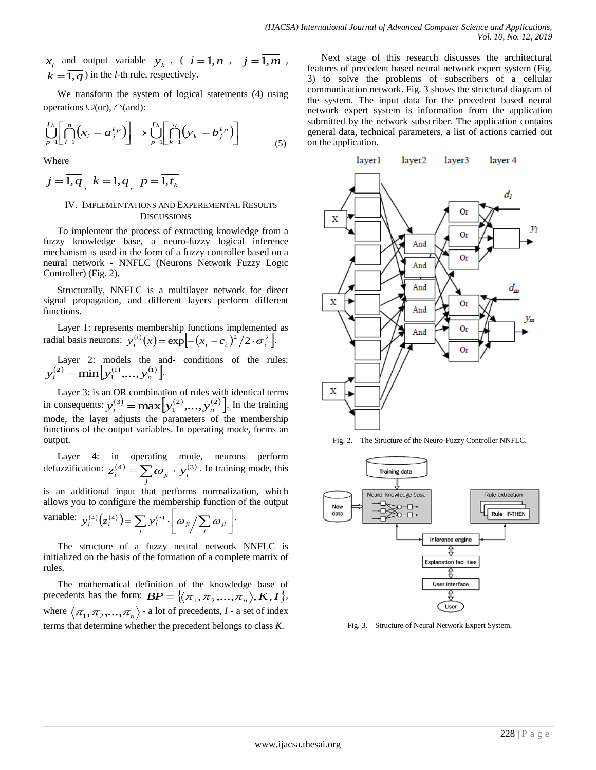$x_i$ and output variable $y_k$, ( $i=\overline{1,n}$ , $j=\overline{1,m}$ , $k=\overline{1,q}$ ) in the *l*-th rule, respectively.

We transform the system of logical statements (4) using operations $\cup$(or), $\cap$(and):

$$\bigcup_{p=1}^{t_k}\left[\bigcap_{i=1}^{n}\left(x_i = a_j^{kp}\right)\right] \rightarrow \bigcup_{p=1}^{t_k}\left[\bigcap_{k=1}^{q}\left(y_k = b_j^{kp}\right)\right] \quad (5)$$

Where

$j=\overline{1,q}$ , $k=\overline{1,q}$ , $p=\overline{1,t_k}$

## IV. Implementations and Experemental Results Discussions

To implement the process of extracting knowledge from a fuzzy knowledge base, a neuro-fuzzy logical inference mechanism is used in the form of a fuzzy controller based on a neural network - NNFLC (Neurons Network Fuzzy Logic Controller) (Fig. 2).

Structurally, NNFLC is a multilayer network for direct signal propagation, and different layers perform different functions.

Layer 1: represents membership functions implemented as radial basis neurons: $y_i^{(1)}(x)=\exp\left[-(x_i-c_i)^2/2\cdot\sigma_i^2\right]$.

Layer 2: models the and- conditions of the rules: $y_i^{(2)}=\min\left[y_1^{(1)},...,y_n^{(1)}\right]$.

Layer 3: is an OR combination of rules with identical terms in consequents: $y_i^{(3)}=\max\left[y_1^{(2)},...,y_n^{(2)}\right]$. In the training mode, the layer adjusts the parameters of the membership functions of the output variables. In operating mode, forms an output.

Layer 4: in operating mode, neurons perform defuzzification: $z_i^{(4)}=\sum_j \omega_{ji}\cdot y_i^{(3)}$. In training mode, this is an additional input that performs normalization, which allows you to configure the membership function of the output variable: $y_i^{(4)}\left(z_i^{(4)}\right)=\sum_j y_i^{(3)}\cdot\left[\omega_{ji}\Big/\sum_j \omega_{ji}\right]$.

The structure of a fuzzy neural network NNFLC is initialized on the basis of the formation of a complete matrix of rules.

The mathematical definition of the knowledge base of precedents has the form: $BP=\left\{\langle\pi_1,\pi_2,...,\pi_n\rangle,K,I\right\}$, where $\langle\pi_1,\pi_2,...,\pi_n\rangle$ - a lot of precedents, *I* - a set of index terms that determine whether the precedent belongs to class *K*.

Next stage of this research discusses the architectural features of precedent based neural network expert system (Fig. 3) to solve the problems of subscribers of a cellular communication network. Fig. 3 shows the structural diagram of the system. The input data for the precedent based neural network expert system is information from the application submitted by the network subscriber. The application contains general data, technical parameters, a list of actions carried out on the application.

Fig. 2. The Structure of the Neuro-Fuzzy Controller NNFLC.

Fig. 3. Structure of Neural Network Expert System.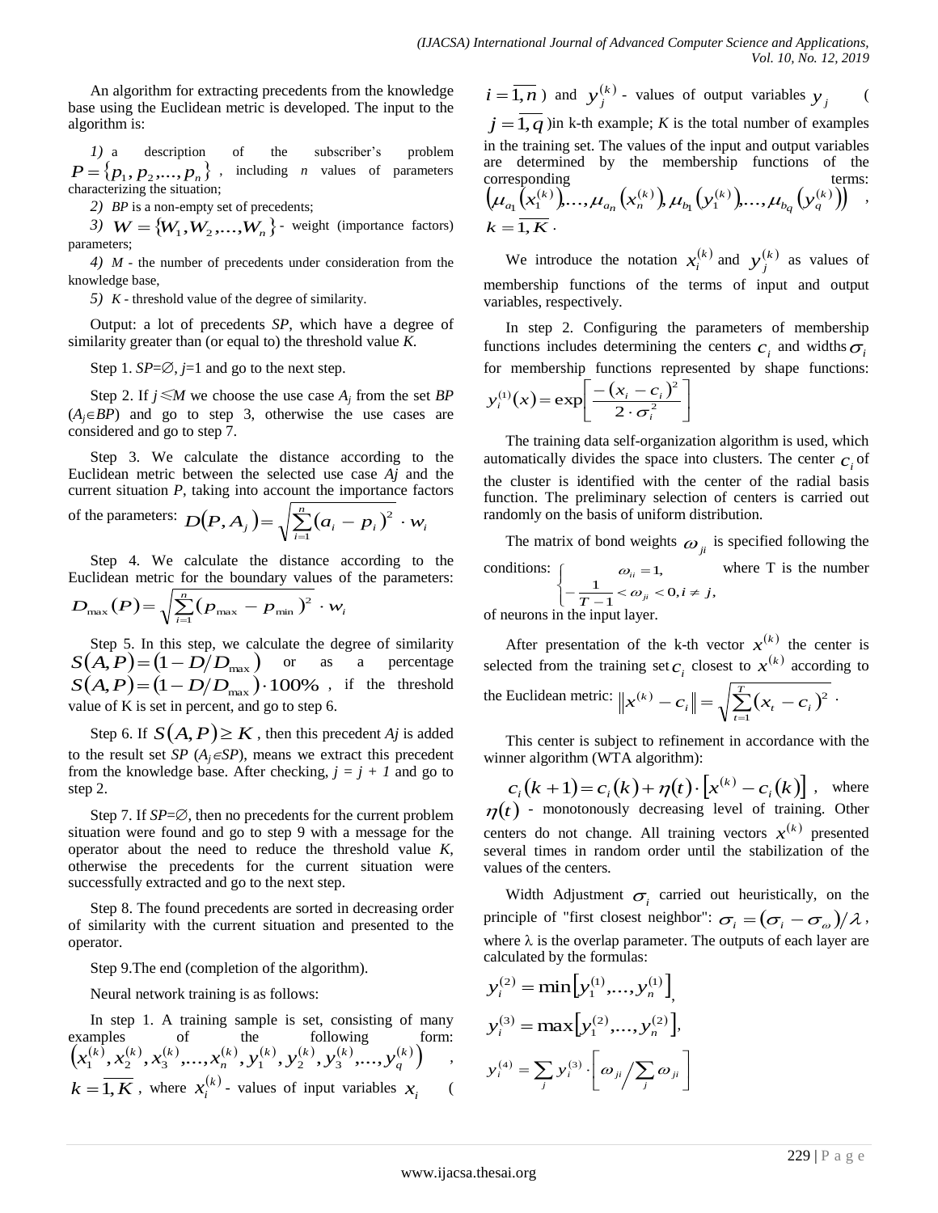An algorithm for extracting precedents from the knowledge base using the Euclidean metric is developed. The input to the algorithm is:

*1)* a description of the subscriber's problem $P = \{p_1, p_2, ..., p_n\}$, including *n* values of parameters characterizing the situation;

*2)* *BP* is a non-empty set of precedents;

*3)* $W = \{W_1, W_2, ..., W_n\}$ - weight (importance factors) parameters;

*4)* *M* - the number of precedents under consideration from the knowledge base,

*5)* *K* - threshold value of the degree of similarity.

Output: a lot of precedents *SP*, which have a degree of similarity greater than (or equal to) the threshold value *K*.

Step 1. *SP*=∅, *j*=1 and go to the next step.

Step 2. If $j \leqslant M$ we choose the use case $A_j$ from the set *BP* ($A_j \in BP$) and go to step 3, otherwise the use cases are considered and go to step 7.

Step 3. We calculate the distance according to the Euclidean metric between the selected use case *Aj* and the current situation *P*, taking into account the importance factors of the parameters: $D(P, A_j) = \sqrt{\sum_{i=1}^{n} (a_i - p_i)^2} \cdot w_i$

Step 4. We calculate the distance according to the Euclidean metric for the boundary values of the parameters: $D_{\max}(P) = \sqrt{\sum_{i=1}^{n} (p_{\max} - p_{\min})^2} \cdot w_i$

Step 5. In this step, we calculate the degree of similarity $S(A, P) = (1 - D/D_{\max})$ or as a percentage $S(A, P) = (1 - D/D_{\max}) \cdot 100\%$, if the threshold value of K is set in percent, and go to step 6.

Step 6. If $S(A, P) \geq K$, then this precedent *Aj* is added to the result set *SP* ($A_j \in SP$), means we extract this precedent from the knowledge base. After checking, *j = j + 1* and go to step 2.

Step 7. If *SP*=∅, then no precedents for the current problem situation were found and go to step 9 with a message for the operator about the need to reduce the threshold value *K*, otherwise the precedents for the current situation were successfully extracted and go to the next step.

Step 8. The found precedents are sorted in decreasing order of similarity with the current situation and presented to the operator.

Step 9.The end (completion of the algorithm).

Neural network training is as follows:

In step 1. A training sample is set, consisting of many examples of the following form: $\left(x_1^{(k)}, x_2^{(k)}, x_3^{(k)}, ..., x_n^{(k)}, y_1^{(k)}, y_2^{(k)}, y_3^{(k)}, ..., y_q^{(k)}\right)$, $k = \overline{1, K}$, where $x_i^{(k)}$ - values of input variables $x_i$ ($i = \overline{1, n}$) and $y_j^{(k)}$ - values of output variables $y_j$ ($j = \overline{1, q}$)in k-th example; *K* is the total number of examples in the training set. The values of the input and output variables are determined by the membership functions of the corresponding terms: $\left(\mu_{a_1}\left(x_1^{(k)}\right), ..., \mu_{a_n}\left(x_n^{(k)}\right), \mu_{b_1}\left(y_1^{(k)}\right), ..., \mu_{b_q}\left(y_q^{(k)}\right)\right)$, $k = \overline{1, K}$.

We introduce the notation $x_i^{(k)}$ and $y_j^{(k)}$ as values of membership functions of the terms of input and output variables, respectively.

In step 2. Configuring the parameters of membership functions includes determining the centers $c_i$ and widths $\sigma_i$ for membership functions represented by shape functions: $y_i^{(1)}(x) = \exp\left[\frac{-(x_i - c_i)^2}{2 \cdot \sigma_i^2}\right]$

The training data self-organization algorithm is used, which automatically divides the space into clusters. The center $c_i$ of the cluster is identified with the center of the radial basis function. The preliminary selection of centers is carried out randomly on the basis of uniform distribution.

The matrix of bond weights $\omega_{ji}$ is specified following the conditions: $\begin{cases} \omega_{ii} = 1, \\ -\frac{1}{T-1} < \omega_{ji} < 0, i \neq j, \end{cases}$ where T is the number of neurons in the input layer.

After presentation of the k-th vector $x^{(k)}$ the center is selected from the training set $c_i$ closest to $x^{(k)}$ according to the Euclidean metric: $\left\|x^{(k)} - c_i\right\| = \sqrt{\sum_{t=1}^{T} (x_t - c_i)^2}$.

This center is subject to refinement in accordance with the winner algorithm (WTA algorithm):

$c_i(k+1) = c_i(k) + \eta(t) \cdot \left[x^{(k)} - c_i(k)\right]$, where $\eta(t)$ - monotonously decreasing level of training. Other centers do not change. All training vectors $x^{(k)}$ presented several times in random order until the stabilization of the values of the centers.

Width Adjustment $\sigma_i$ carried out heuristically, on the principle of "first closest neighbor": $\sigma_i = (\sigma_i - \sigma_\omega)/\lambda$, where λ is the overlap parameter. The outputs of each layer are calculated by the formulas:

$$y_i^{(2)} = \min\left[y_1^{(1)}, ..., y_n^{(1)}\right],$$

$$y_i^{(3)} = \max\left[y_1^{(2)}, ..., y_n^{(2)}\right],$$

$$y_i^{(4)} = \sum_j y_i^{(3)} \cdot \left[\omega_{ji} \Big/ \sum_j \omega_{ji}\right]$$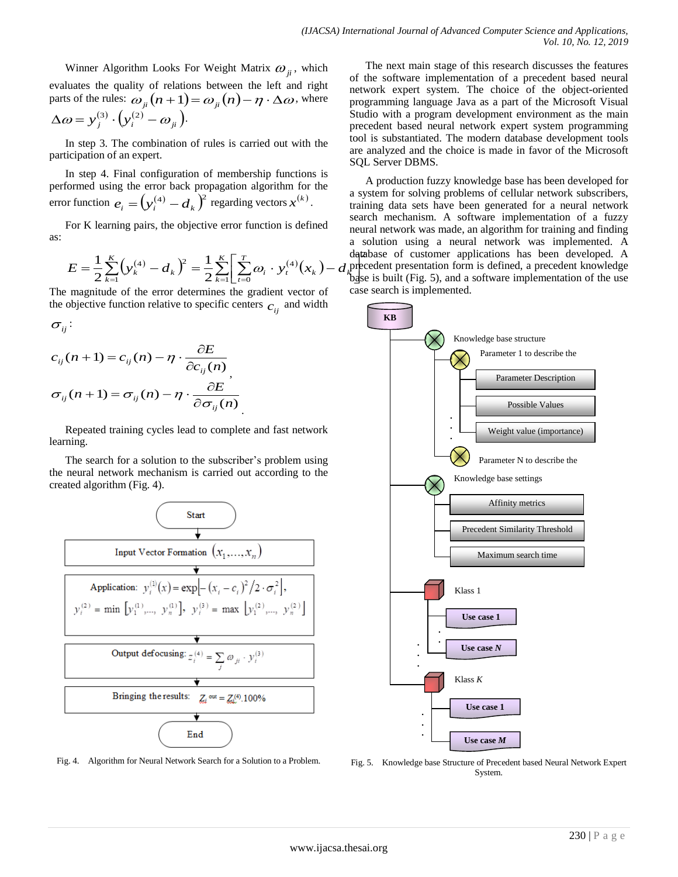Winner Algorithm Looks For Weight Matrix $\omega_{ji}$, which evaluates the quality of relations between the left and right parts of the rules: $\omega_{ji}(n+1)=\omega_{ji}(n)-\eta\cdot\Delta\omega$, where $\Delta\omega = y_j^{(3)}\cdot\left(y_i^{(2)}-\omega_{ji}\right)$.

In step 3. The combination of rules is carried out with the participation of an expert.

In step 4. Final configuration of membership functions is performed using the error back propagation algorithm for the error function $e_i = \left(y_i^{(4)} - d_k\right)^2$ regarding vectors $x^{(k)}$.

For K learning pairs, the objective error function is defined as:

$$E = \frac{1}{2}\sum_{k=1}^{K}\left(y_k^{(4)} - d_k\right)^2 = \frac{1}{2}\sum_{k=1}^{K}\left[\sum_{t=0}^{T}\omega_i\cdot y_t^{(4)}(x_k) - d_k\right]$$

The magnitude of the error determines the gradient vector of the objective function relative to specific centers $c_{ij}$ and width $\sigma_{ij}$:

$$c_{ij}(n+1) = c_{ij}(n) - \eta\cdot\frac{\partial E}{\partial c_{ij}(n)},$$

$$\sigma_{ij}(n+1) = \sigma_{ij}(n) - \eta\cdot\frac{\partial E}{\partial \sigma_{ij}(n)}.$$

Repeated training cycles lead to complete and fast network learning.

The search for a solution to the subscriber's problem using the neural network mechanism is carried out according to the created algorithm (Fig. 4).

Start → Input Vector Formation $(x_1,\ldots,x_n)$ → Application: $y_i^{(1)}(x)=\exp\left[-(x_i-c_i)^2/2\cdot\sigma_i^2\right]$, $y_i^{(2)} = \min\left[y_1^{(1)},\ldots,y_n^{(1)}\right]$, $y_i^{(3)} = \max\left[y_1^{(2)},\ldots,y_n^{(2)}\right]$ → Output defocusing: $z_i^{(4)} = \sum_j \omega_{ji}\cdot y_i^{(3)}$ → Bringing the results: $Z_i^{out} = Z_i^{(4)}.100\%$ → End

Fig. 4. Algorithm for Neural Network Search for a Solution to a Problem.

The next main stage of this research discusses the features of the software implementation of a precedent based neural network expert system. The choice of the object-oriented programming language Java as a part of the Microsoft Visual Studio with a program development environment as the main precedent based neural network expert system programming tool is substantiated. The modern database development tools are analyzed and the choice is made in favor of the Microsoft SQL Server DBMS.

A production fuzzy knowledge base has been developed for a system for solving problems of cellular network subscribers, training data sets have been generated for a neural network search mechanism. A software implementation of a fuzzy neural network was made, an algorithm for training and finding a solution using a neural network was implemented. A database of customer applications has been developed. A precedent presentation form is defined, a precedent knowledge base is built (Fig. 5), and a software implementation of the use case search is implemented.

KB
- Knowledge base structure
  - Parameter 1 to describe the
    - Parameter Description
    - Possible Values
    - Weight value (importance)
  - ...
  - Parameter N to describe the
- Knowledge base settings
  - Affinity metrics
  - Precedent Similarity Threshold
  - Maximum search time
- Klass 1
  - Use case 1
  - ...
  - Use case *N*
- ...
- Klass *K*
  - Use case 1
  - ...
  - Use case *M*

Fig. 5. Knowledge base Structure of Precedent based Neural Network Expert System.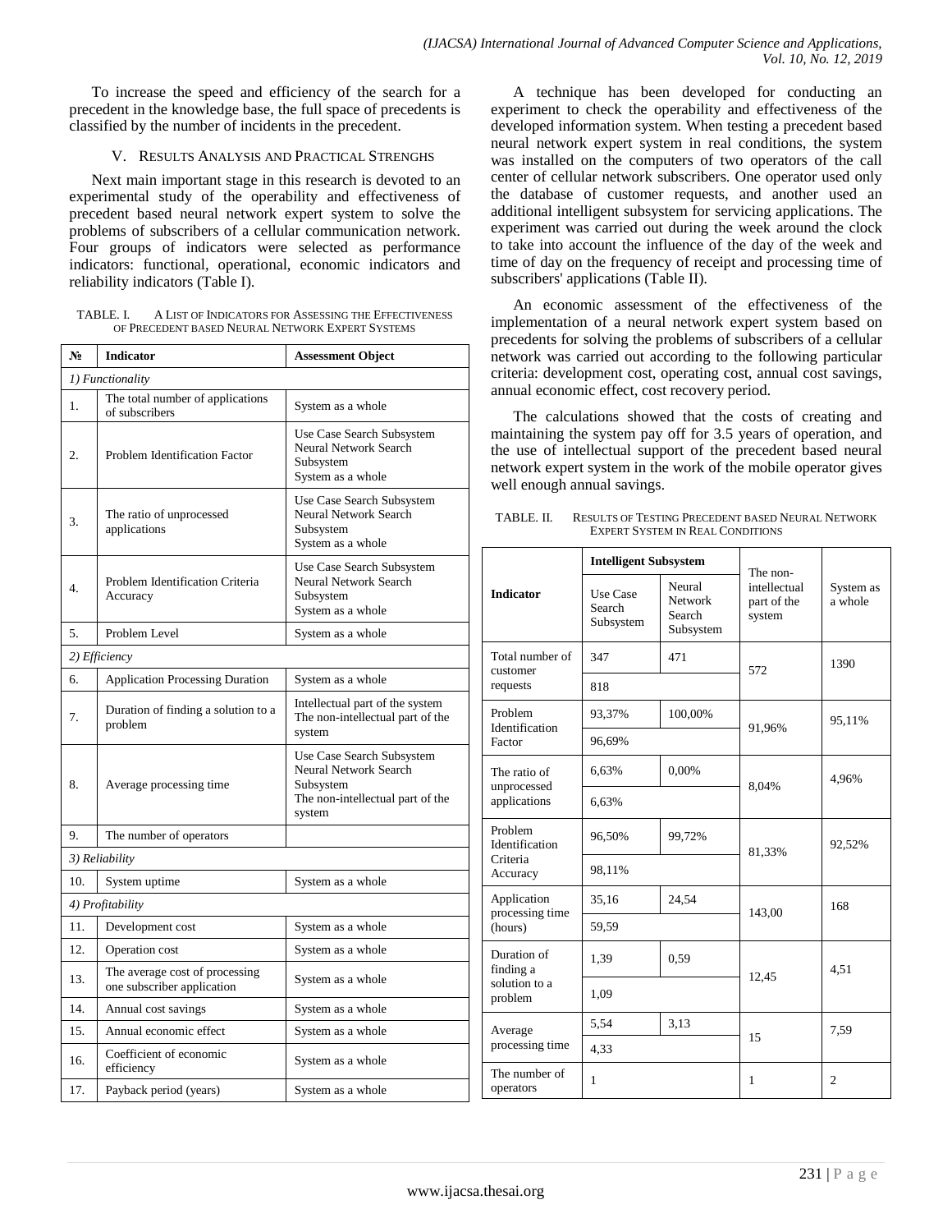To increase the speed and efficiency of the search for a precedent in the knowledge base, the full space of precedents is classified by the number of incidents in the precedent.

## V. Results Analysis and Practical Strenghs

Next main important stage in this research is devoted to an experimental study of the operability and effectiveness of precedent based neural network expert system to solve the problems of subscribers of a cellular communication network. Four groups of indicators were selected as performance indicators: functional, operational, economic indicators and reliability indicators (Table I).

TABLE. I. A List of Indicators for Assessing the Effectiveness of Precedent based Neural Network Expert Systems

| № | Indicator | Assessment Object |
|---|---|---|
| *1) Functionality* | | |
| 1. | The total number of applications of subscribers | System as a whole |
| 2. | Problem Identification Factor | Use Case Search Subsystem<br>Neural Network Search Subsystem<br>System as a whole |
| 3. | The ratio of unprocessed applications | Use Case Search Subsystem<br>Neural Network Search Subsystem<br>System as a whole |
| 4. | Problem Identification Criteria Accuracy | Use Case Search Subsystem<br>Neural Network Search Subsystem<br>System as a whole |
| 5. | Problem Level | System as a whole |
| *2) Efficiency* | | |
| 6. | Application Processing Duration | System as a whole |
| 7. | Duration of finding a solution to a problem | Intellectual part of the system<br>The non-intellectual part of the system |
| 8. | Average processing time | Use Case Search Subsystem<br>Neural Network Search Subsystem<br>The non-intellectual part of the system |
| 9. | The number of operators | |
| *3) Reliability* | | |
| 10. | System uptime | System as a whole |
| *4) Profitability* | | |
| 11. | Development cost | System as a whole |
| 12. | Operation cost | System as a whole |
| 13. | The average cost of processing one subscriber application | System as a whole |
| 14. | Annual cost savings | System as a whole |
| 15. | Annual economic effect | System as a whole |
| 16. | Coefficient of economic efficiency | System as a whole |
| 17. | Payback period (years) | System as a whole |

A technique has been developed for conducting an experiment to check the operability and effectiveness of the developed information system. When testing a precedent based neural network expert system in real conditions, the system was installed on the computers of two operators of the call center of cellular network subscribers. One operator used only the database of customer requests, and another used an additional intelligent subsystem for servicing applications. The experiment was carried out during the week around the clock to take into account the influence of the day of the week and time of day on the frequency of receipt and processing time of subscribers' applications (Table II).

An economic assessment of the effectiveness of the implementation of a neural network expert system based on precedents for solving the problems of subscribers of a cellular network was carried out according to the following particular criteria: development cost, operating cost, annual cost savings, annual economic effect, cost recovery period.

The calculations showed that the costs of creating and maintaining the system pay off for 3.5 years of operation, and the use of intellectual support of the precedent based neural network expert system in the work of the mobile operator gives well enough annual savings.

TABLE. II. Results of Testing Precedent based Neural Network Expert System in Real Conditions

| Indicator | Intelligent Subsystem | | The non-intellectual part of the system | System as a whole |
|---|---|---|---|---|
| | Use Case Search Subsystem | Neural Network Search Subsystem | | |
| Total number of customer requests | 347 | 471 | 572 | 1390 |
| | 818 | | | |
| Problem Identification Factor | 93,37% | 100,00% | 91,96% | 95,11% |
| | 96,69% | | | |
| The ratio of unprocessed applications | 6,63% | 0,00% | 8,04% | 4,96% |
| | 6,63% | | | |
| Problem Identification Criteria Accuracy | 96,50% | 99,72% | 81,33% | 92,52% |
| | 98,11% | | | |
| Application processing time (hours) | 35,16 | 24,54 | 143,00 | 168 |
| | 59,59 | | | |
| Duration of finding a solution to a problem | 1,39 | 0,59 | 12,45 | 4,51 |
| | 1,09 | | | |
| Average processing time | 5,54 | 3,13 | 15 | 7,59 |
| | 4,33 | | | |
| The number of operators | 1 | | 1 | 2 |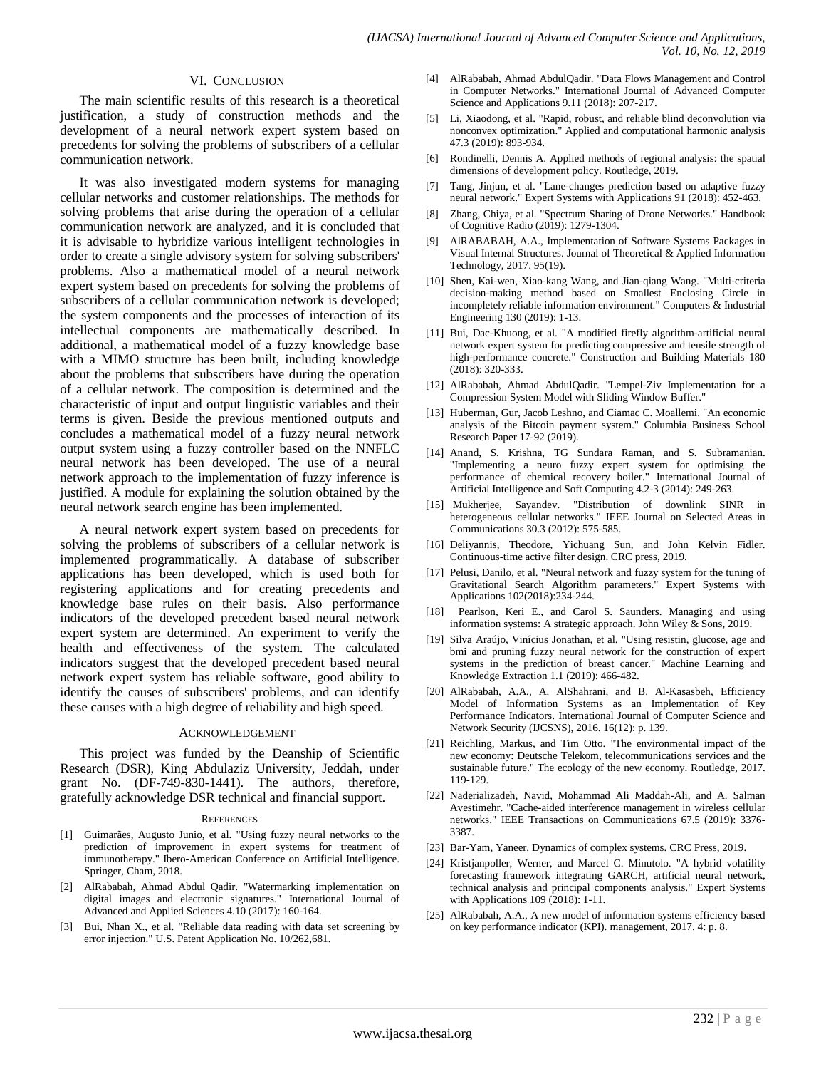## VI. Conclusion

The main scientific results of this research is a theoretical justification, a study of construction methods and the development of a neural network expert system based on precedents for solving the problems of subscribers of a cellular communication network.

It was also investigated modern systems for managing cellular networks and customer relationships. The methods for solving problems that arise during the operation of a cellular communication network are analyzed, and it is concluded that it is advisable to hybridize various intelligent technologies in order to create a single advisory system for solving subscribers' problems. Also a mathematical model of a neural network expert system based on precedents for solving the problems of subscribers of a cellular communication network is developed; the system components and the processes of interaction of its intellectual components are mathematically described. In additional, a mathematical model of a fuzzy knowledge base with a MIMO structure has been built, including knowledge about the problems that subscribers have during the operation of a cellular network. The composition is determined and the characteristic of input and output linguistic variables and their terms is given. Beside the previous mentioned outputs and concludes a mathematical model of a fuzzy neural network output system using a fuzzy controller based on the NNFLC neural network has been developed. The use of a neural network approach to the implementation of fuzzy inference is justified. A module for explaining the solution obtained by the neural network search engine has been implemented.

A neural network expert system based on precedents for solving the problems of subscribers of a cellular network is implemented programmatically. A database of subscriber applications has been developed, which is used both for registering applications and for creating precedents and knowledge base rules on their basis. Also performance indicators of the developed precedent based neural network expert system are determined. An experiment to verify the health and effectiveness of the system. The calculated indicators suggest that the developed precedent based neural network expert system has reliable software, good ability to identify the causes of subscribers' problems, and can identify these causes with a high degree of reliability and high speed.

## Acknowledgement

This project was funded by the Deanship of Scientific Research (DSR), King Abdulaziz University, Jeddah, under grant No. (DF-749-830-1441). The authors, therefore, gratefully acknowledge DSR technical and financial support.

## References

[1] Guimarães, Augusto Junio, et al. "Using fuzzy neural networks to the prediction of improvement in expert systems for treatment of immunotherapy." Ibero-American Conference on Artificial Intelligence. Springer, Cham, 2018.

[2] AlRababah, Ahmad Abdul Qadir. "Watermarking implementation on digital images and electronic signatures." International Journal of Advanced and Applied Sciences 4.10 (2017): 160-164.

[3] Bui, Nhan X., et al. "Reliable data reading with data set screening by error injection." U.S. Patent Application No. 10/262,681.

[4] AlRababah, Ahmad AbdulQadir. "Data Flows Management and Control in Computer Networks." International Journal of Advanced Computer Science and Applications 9.11 (2018): 207-217.

[5] Li, Xiaodong, et al. "Rapid, robust, and reliable blind deconvolution via nonconvex optimization." Applied and computational harmonic analysis 47.3 (2019): 893-934.

[6] Rondinelli, Dennis A. Applied methods of regional analysis: the spatial dimensions of development policy. Routledge, 2019.

[7] Tang, Jinjun, et al. "Lane-changes prediction based on adaptive fuzzy neural network." Expert Systems with Applications 91 (2018): 452-463.

[8] Zhang, Chiya, et al. "Spectrum Sharing of Drone Networks." Handbook of Cognitive Radio (2019): 1279-1304.

[9] AlRABABAH, A.A., Implementation of Software Systems Packages in Visual Internal Structures. Journal of Theoretical & Applied Information Technology, 2017. 95(19).

[10] Shen, Kai-wen, Xiao-kang Wang, and Jian-qiang Wang. "Multi-criteria decision-making method based on Smallest Enclosing Circle in incompletely reliable information environment." Computers & Industrial Engineering 130 (2019): 1-13.

[11] Bui, Dac-Khuong, et al. "A modified firefly algorithm-artificial neural network expert system for predicting compressive and tensile strength of high-performance concrete." Construction and Building Materials 180 (2018): 320-333.

[12] AlRababah, Ahmad AbdulQadir. "Lempel-Ziv Implementation for a Compression System Model with Sliding Window Buffer."

[13] Huberman, Gur, Jacob Leshno, and Ciamac C. Moallemi. "An economic analysis of the Bitcoin payment system." Columbia Business School Research Paper 17-92 (2019).

[14] Anand, S. Krishna, TG Sundara Raman, and S. Subramanian. "Implementing a neuro fuzzy expert system for optimising the performance of chemical recovery boiler." International Journal of Artificial Intelligence and Soft Computing 4.2-3 (2014): 249-263.

[15] Mukherjee, Sayandev. "Distribution of downlink SINR in heterogeneous cellular networks." IEEE Journal on Selected Areas in Communications 30.3 (2012): 575-585.

[16] Deliyannis, Theodore, Yichuang Sun, and John Kelvin Fidler. Continuous-time active filter design. CRC press, 2019.

[17] Pelusi, Danilo, et al. "Neural network and fuzzy system for the tuning of Gravitational Search Algorithm parameters." Expert Systems with Applications 102(2018):234-244.

[18] Pearlson, Keri E., and Carol S. Saunders. Managing and using information systems: A strategic approach. John Wiley & Sons, 2019.

[19] Silva Araújo, Vinícius Jonathan, et al. "Using resistin, glucose, age and bmi and pruning fuzzy neural network for the construction of expert systems in the prediction of breast cancer." Machine Learning and Knowledge Extraction 1.1 (2019): 466-482.

[20] AlRababah, A.A., A. AlShahrani, and B. Al-Kasasbeh, Efficiency Model of Information Systems as an Implementation of Key Performance Indicators. International Journal of Computer Science and Network Security (IJCSNS), 2016. 16(12): p. 139.

[21] Reichling, Markus, and Tim Otto. "The environmental impact of the new economy: Deutsche Telekom, telecommunications services and the sustainable future." The ecology of the new economy. Routledge, 2017. 119-129.

[22] Naderializadeh, Navid, Mohammad Ali Maddah-Ali, and A. Salman Avestimehr. "Cache-aided interference management in wireless cellular networks." IEEE Transactions on Communications 67.5 (2019): 3376-3387.

[23] Bar-Yam, Yaneer. Dynamics of complex systems. CRC Press, 2019.

[24] Kristjanpoller, Werner, and Marcel C. Minutolo. "A hybrid volatility forecasting framework integrating GARCH, artificial neural network, technical analysis and principal components analysis." Expert Systems with Applications 109 (2018): 1-11.

[25] AlRababah, A.A., A new model of information systems efficiency based on key performance indicator (KPI). management, 2017. 4: p. 8.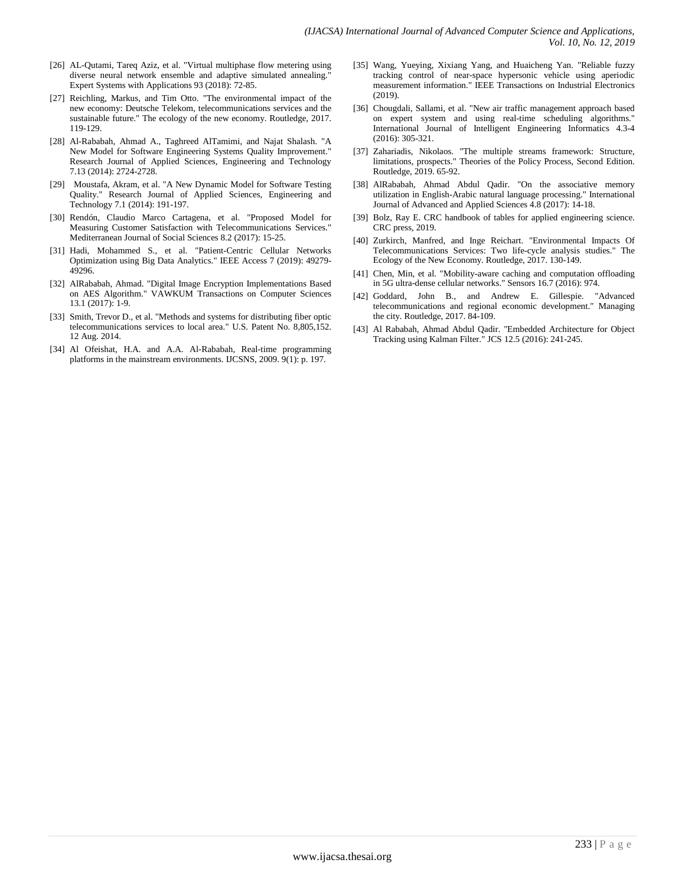[26] AL-Qutami, Tareq Aziz, et al. "Virtual multiphase flow metering using diverse neural network ensemble and adaptive simulated annealing." Expert Systems with Applications 93 (2018): 72-85.

[27] Reichling, Markus, and Tim Otto. "The environmental impact of the new economy: Deutsche Telekom, telecommunications services and the sustainable future." The ecology of the new economy. Routledge, 2017. 119-129.

[28] Al-Rababah, Ahmad A., Taghreed AlTamimi, and Najat Shalash. "A New Model for Software Engineering Systems Quality Improvement." Research Journal of Applied Sciences, Engineering and Technology 7.13 (2014): 2724-2728.

[29] Moustafa, Akram, et al. "A New Dynamic Model for Software Testing Quality." Research Journal of Applied Sciences, Engineering and Technology 7.1 (2014): 191-197.

[30] Rendón, Claudio Marco Cartagena, et al. "Proposed Model for Measuring Customer Satisfaction with Telecommunications Services." Mediterranean Journal of Social Sciences 8.2 (2017): 15-25.

[31] Hadi, Mohammed S., et al. "Patient-Centric Cellular Networks Optimization using Big Data Analytics." IEEE Access 7 (2019): 49279-49296.

[32] AlRababah, Ahmad. "Digital Image Encryption Implementations Based on AES Algorithm." VAWKUM Transactions on Computer Sciences 13.1 (2017): 1-9.

[33] Smith, Trevor D., et al. "Methods and systems for distributing fiber optic telecommunications services to local area." U.S. Patent No. 8,805,152. 12 Aug. 2014.

[34] Al Ofeishat, H.A. and A.A. Al-Rababah, Real-time programming platforms in the mainstream environments. IJCSNS, 2009. 9(1): p. 197.

[35] Wang, Yueying, Xixiang Yang, and Huaicheng Yan. "Reliable fuzzy tracking control of near-space hypersonic vehicle using aperiodic measurement information." IEEE Transactions on Industrial Electronics (2019).

[36] Chougdali, Sallami, et al. "New air traffic management approach based on expert system and using real-time scheduling algorithms." International Journal of Intelligent Engineering Informatics 4.3-4 (2016): 305-321.

[37] Zahariadis, Nikolaos. "The multiple streams framework: Structure, limitations, prospects." Theories of the Policy Process, Second Edition. Routledge, 2019. 65-92.

[38] AlRababah, Ahmad Abdul Qadir. "On the associative memory utilization in English-Arabic natural language processing." International Journal of Advanced and Applied Sciences 4.8 (2017): 14-18.

[39] Bolz, Ray E. CRC handbook of tables for applied engineering science. CRC press, 2019.

[40] Zurkirch, Manfred, and Inge Reichart. "Environmental Impacts Of Telecommunications Services: Two life-cycle analysis studies." The Ecology of the New Economy. Routledge, 2017. 130-149.

[41] Chen, Min, et al. "Mobility-aware caching and computation offloading in 5G ultra-dense cellular networks." Sensors 16.7 (2016): 974.

[42] Goddard, John B., and Andrew E. Gillespie. "Advanced telecommunications and regional economic development." Managing the city. Routledge, 2017. 84-109.

[43] Al Rababah, Ahmad Abdul Qadir. "Embedded Architecture for Object Tracking using Kalman Filter." JCS 12.5 (2016): 241-245.